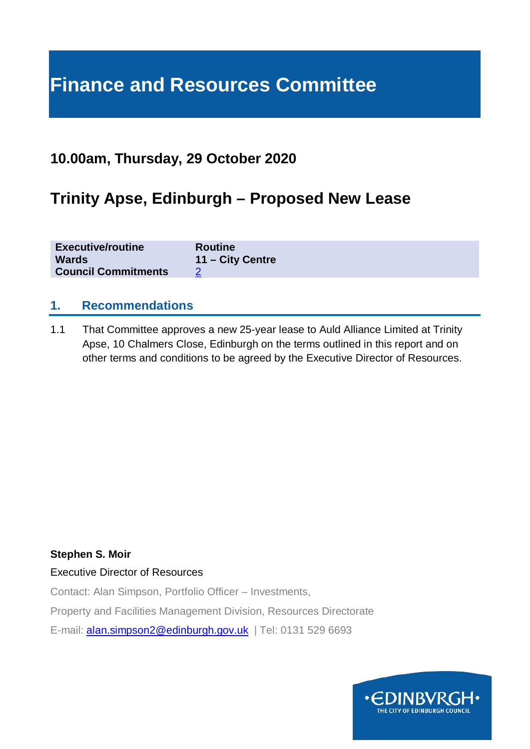# Finance and Resources Committee

## 10.00am, Thursday, 29 October 2020

## Trinity Apse, Edinburgh – Proposed New Lease

| | |
|---|---|
| **Executive/routine** | **Routine** |
| **Wards** | **11 – City Centre** |
| **Council Commitments** | 2 |

### 1. Recommendations

1.1 That Committee approves a new 25-year lease to Auld Alliance Limited at Trinity Apse, 10 Chalmers Close, Edinburgh on the terms outlined in this report and on other terms and conditions to be agreed by the Executive Director of Resources.

**Stephen S. Moir**

Executive Director of Resources

Contact: Alan Simpson, Portfolio Officer – Investments,

Property and Facilities Management Division, Resources Directorate

E-mail: alan.simpson2@edinburgh.gov.uk | Tel: 0131 529 6693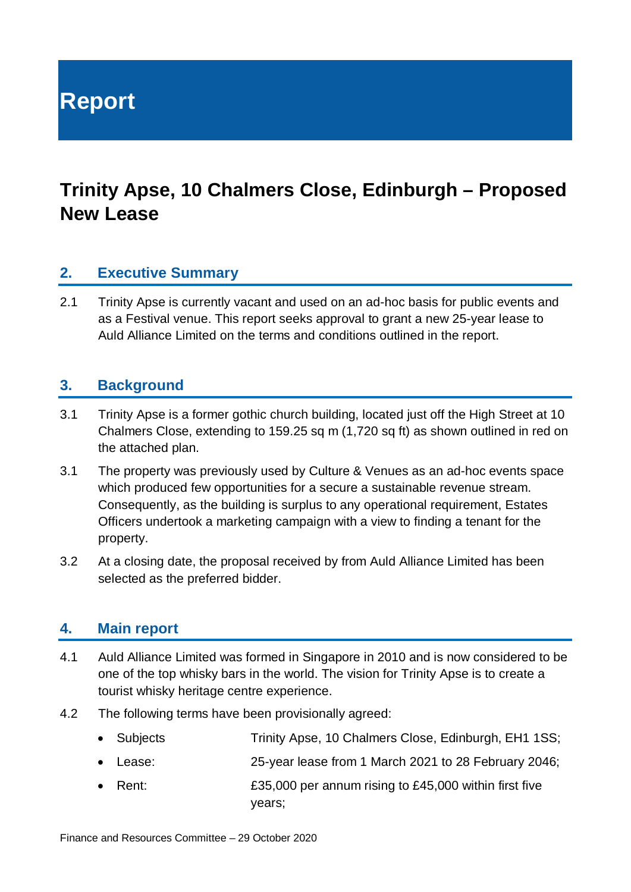# Report

## Trinity Apse, 10 Chalmers Close, Edinburgh – Proposed New Lease

### 2. Executive Summary

2.1 Trinity Apse is currently vacant and used on an ad-hoc basis for public events and as a Festival venue. This report seeks approval to grant a new 25-year lease to Auld Alliance Limited on the terms and conditions outlined in the report.

### 3. Background

3.1 Trinity Apse is a former gothic church building, located just off the High Street at 10 Chalmers Close, extending to 159.25 sq m (1,720 sq ft) as shown outlined in red on the attached plan.

3.1 The property was previously used by Culture & Venues as an ad-hoc events space which produced few opportunities for a secure a sustainable revenue stream. Consequently, as the building is surplus to any operational requirement, Estates Officers undertook a marketing campaign with a view to finding a tenant for the property.

3.2 At a closing date, the proposal received by from Auld Alliance Limited has been selected as the preferred bidder.

### 4. Main report

4.1 Auld Alliance Limited was formed in Singapore in 2010 and is now considered to be one of the top whisky bars in the world. The vision for Trinity Apse is to create a tourist whisky heritage centre experience.

4.2 The following terms have been provisionally agreed:

- Subjects Trinity Apse, 10 Chalmers Close, Edinburgh, EH1 1SS;
- Lease: 25-year lease from 1 March 2021 to 28 February 2046;
- Rent: £35,000 per annum rising to £45,000 within first five years;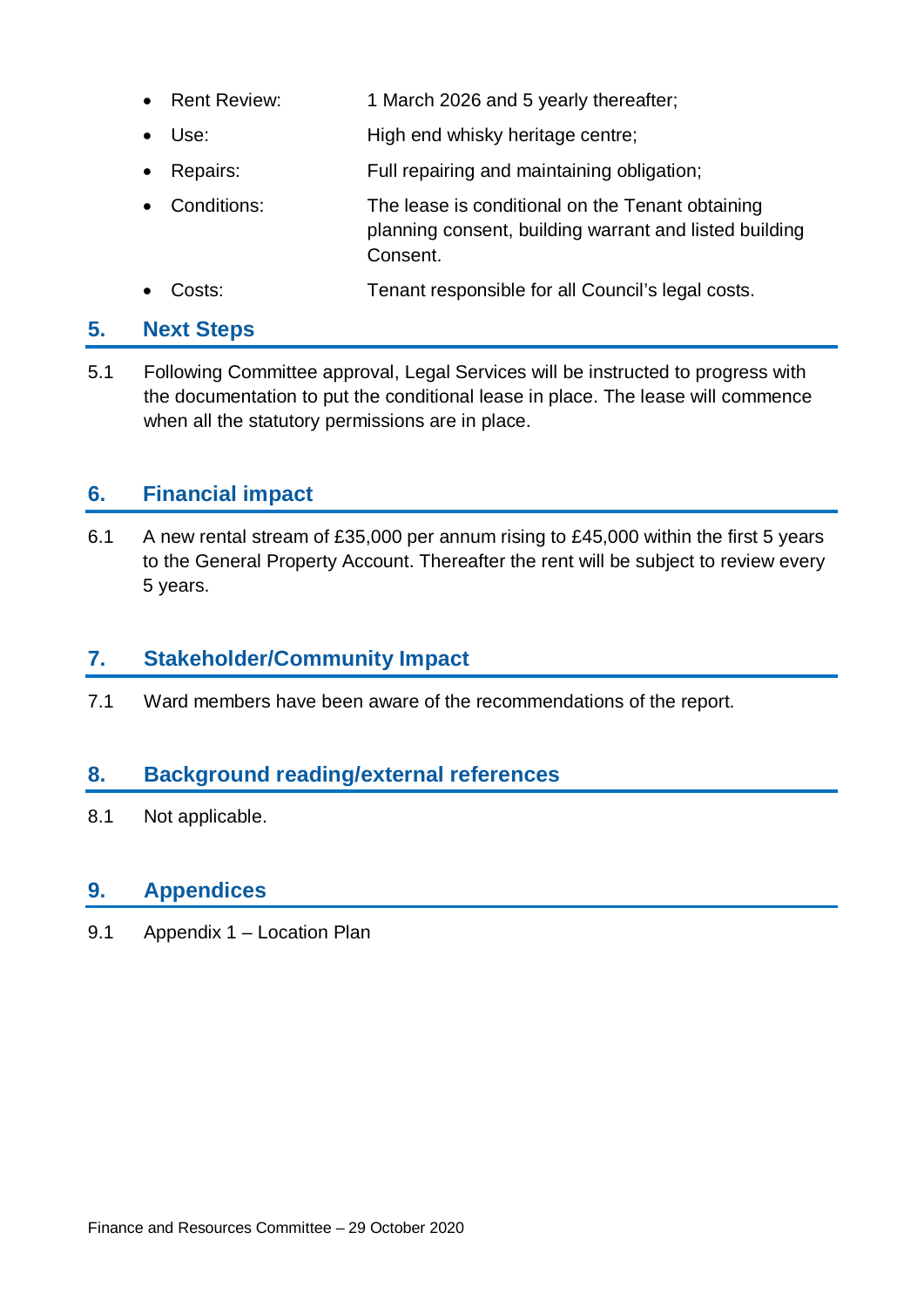- Rent Review: 1 March 2026 and 5 yearly thereafter;
- Use: High end whisky heritage centre;
- Repairs: Full repairing and maintaining obligation;
- Conditions: The lease is conditional on the Tenant obtaining planning consent, building warrant and listed building Consent.
- Costs: Tenant responsible for all Council's legal costs.

## 5. Next Steps

5.1 Following Committee approval, Legal Services will be instructed to progress with the documentation to put the conditional lease in place. The lease will commence when all the statutory permissions are in place.

## 6. Financial impact

6.1 A new rental stream of £35,000 per annum rising to £45,000 within the first 5 years to the General Property Account. Thereafter the rent will be subject to review every 5 years.

## 7. Stakeholder/Community Impact

7.1 Ward members have been aware of the recommendations of the report.

## 8. Background reading/external references

8.1 Not applicable.

## 9. Appendices

9.1 Appendix 1 – Location Plan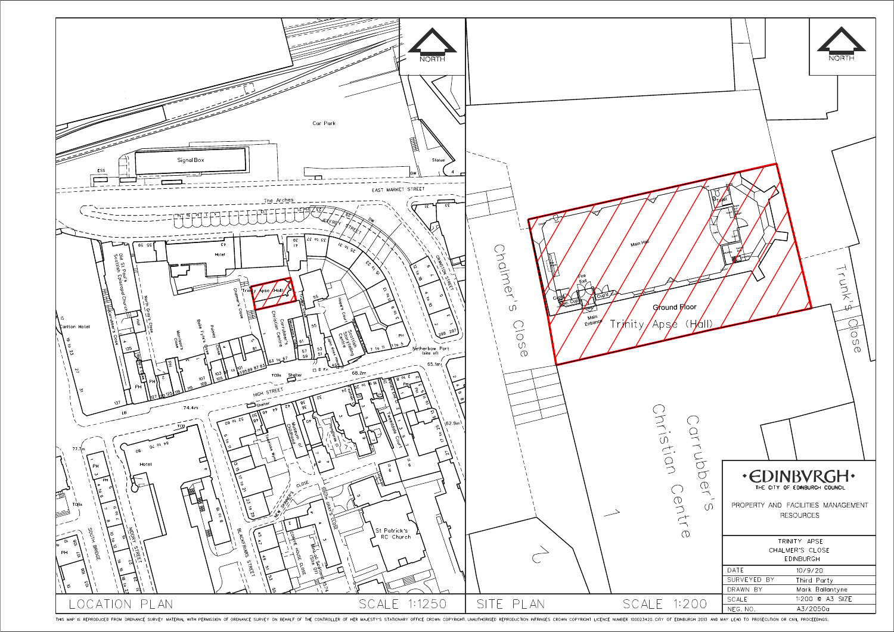LOCATION PLAN SCALE 1:1250

SITE PLAN SCALE 1:200

NORTH

NORTH

EDINBVRGH
THE CITY OF EDINBURGH COUNCIL

PROPERTY AND FACILITIES MANAGEMENT
RESOURCES

TRINITY APSE
CHALMER'S CLOSE
EDINBURGH

| | |
|---|---|
| DATE | 10/9/20 |
| SURVEYED BY | Third Party |
| DRAWN BY | Mark Ballantyne |
| SCALE | 1:200 @ A3 SIZE |
| NEG. NO. | A3/2050a |

THIS MAP IS REPRODUCED FROM ORDNANCE SURVEY MATERIAL WITH PERMISSION OF ORDNANCE SURVEY ON BEHALF OF THE CONTROLLER OF HER MAJESTY'S STATIONARY OFFICE CROWN COPYRIGHT. UNAUTHORISED REPRODUCTION INFRINGES CROWN COPYRIGHT LICENCE NUMBER 100023420. CITY OF EDINBURGH 2013 AND MAY LEAD TO PROSECUTION OR CIVIL PROCEEDINGS.